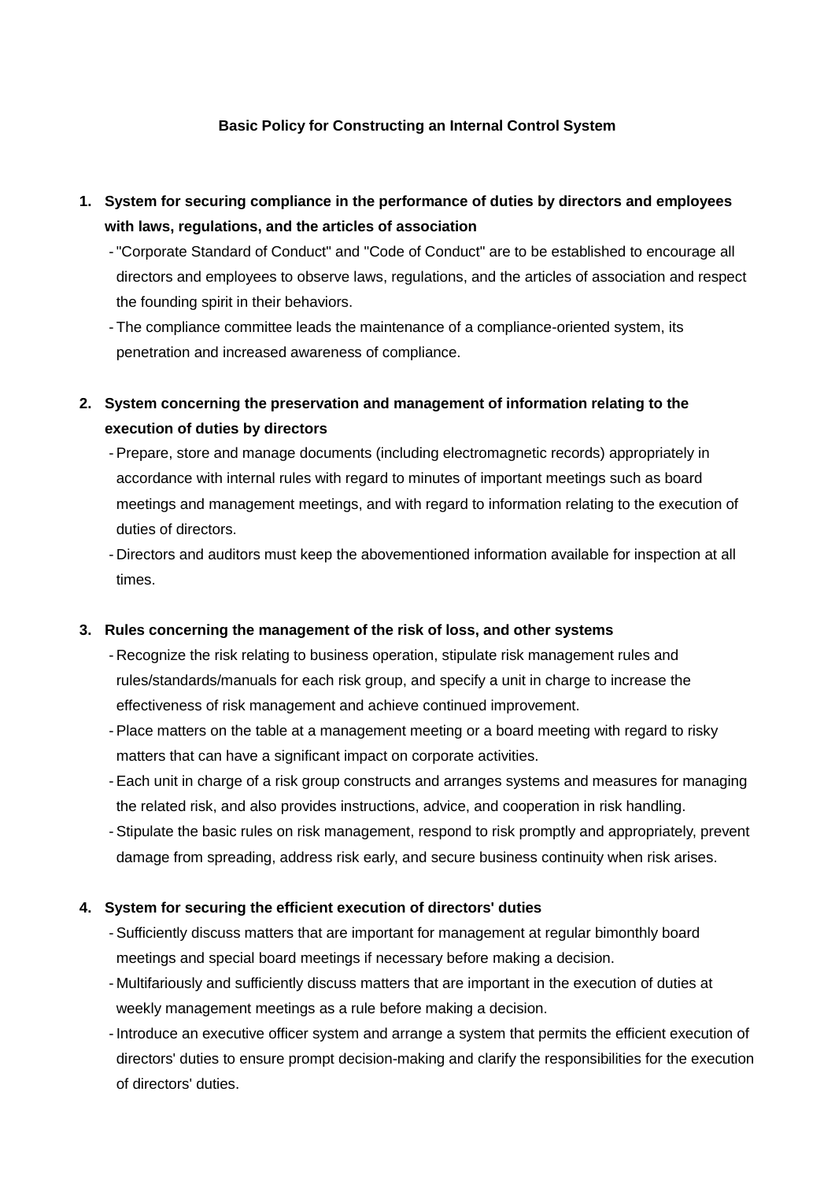# Basic Policy for Constructing an Internal Control System

1. **System for securing compliance in the performance of duties by directors and employees with laws, regulations, and the articles of association**
   - "Corporate Standard of Conduct" and "Code of Conduct" are to be established to encourage all directors and employees to observe laws, regulations, and the articles of association and respect the founding spirit in their behaviors.
   - The compliance committee leads the maintenance of a compliance-oriented system, its penetration and increased awareness of compliance.

2. **System concerning the preservation and management of information relating to the execution of duties by directors**
   - Prepare, store and manage documents (including electromagnetic records) appropriately in accordance with internal rules with regard to minutes of important meetings such as board meetings and management meetings, and with regard to information relating to the execution of duties of directors.
   - Directors and auditors must keep the abovementioned information available for inspection at all times.

3. **Rules concerning the management of the risk of loss, and other systems**
   - Recognize the risk relating to business operation, stipulate risk management rules and rules/standards/manuals for each risk group, and specify a unit in charge to increase the effectiveness of risk management and achieve continued improvement.
   - Place matters on the table at a management meeting or a board meeting with regard to risky matters that can have a significant impact on corporate activities.
   - Each unit in charge of a risk group constructs and arranges systems and measures for managing the related risk, and also provides instructions, advice, and cooperation in risk handling.
   - Stipulate the basic rules on risk management, respond to risk promptly and appropriately, prevent damage from spreading, address risk early, and secure business continuity when risk arises.

4. **System for securing the efficient execution of directors' duties**
   - Sufficiently discuss matters that are important for management at regular bimonthly board meetings and special board meetings if necessary before making a decision.
   - Multifariously and sufficiently discuss matters that are important in the execution of duties at weekly management meetings as a rule before making a decision.
   - Introduce an executive officer system and arrange a system that permits the efficient execution of directors' duties to ensure prompt decision-making and clarify the responsibilities for the execution of directors' duties.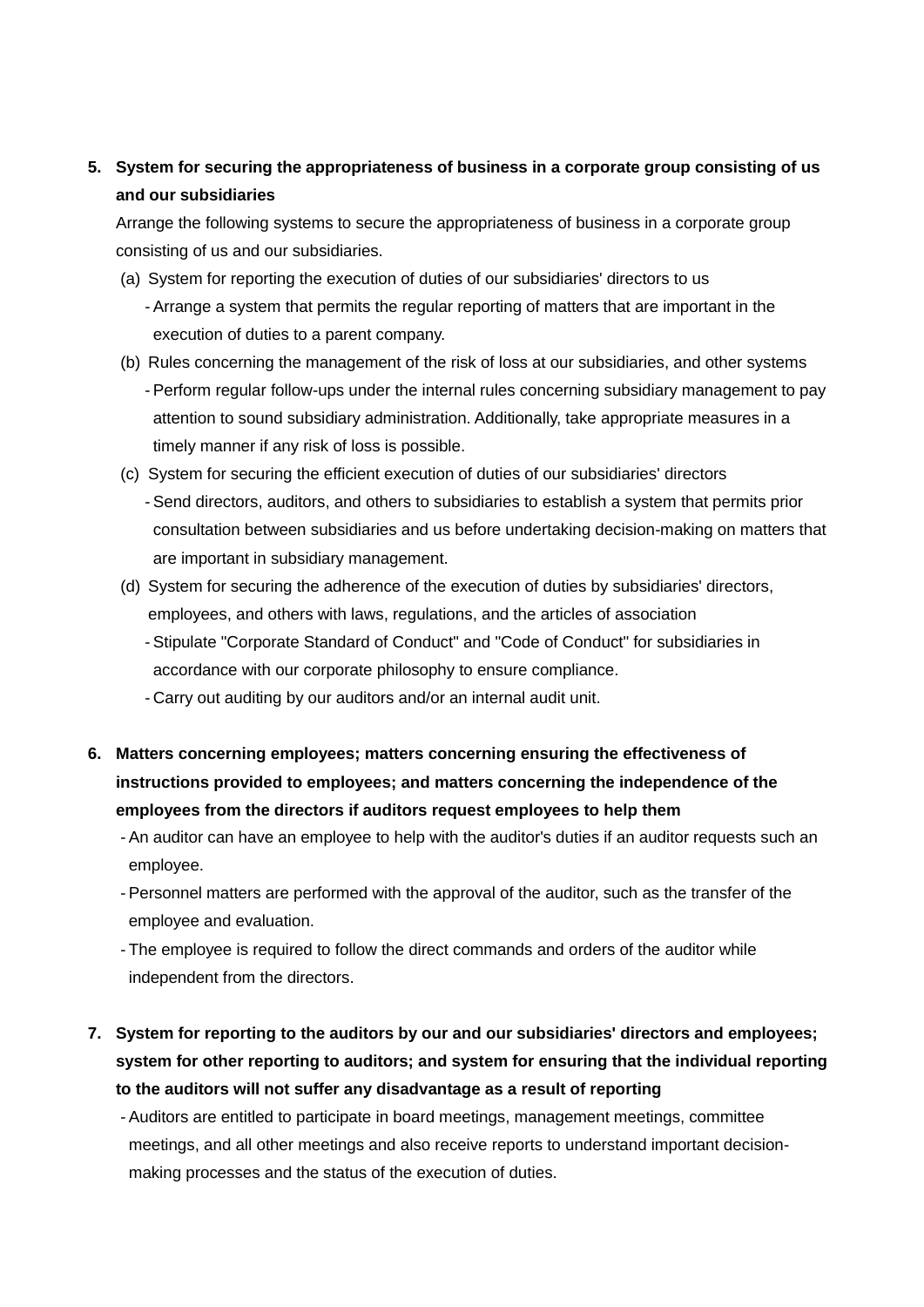5. **System for securing the appropriateness of business in a corporate group consisting of us and our subsidiaries**

   Arrange the following systems to secure the appropriateness of business in a corporate group consisting of us and our subsidiaries.

   (a) System for reporting the execution of duties of our subsidiaries' directors to us
   - Arrange a system that permits the regular reporting of matters that are important in the execution of duties to a parent company.

   (b) Rules concerning the management of the risk of loss at our subsidiaries, and other systems
   - Perform regular follow-ups under the internal rules concerning subsidiary management to pay attention to sound subsidiary administration. Additionally, take appropriate measures in a timely manner if any risk of loss is possible.

   (c) System for securing the efficient execution of duties of our subsidiaries' directors
   - Send directors, auditors, and others to subsidiaries to establish a system that permits prior consultation between subsidiaries and us before undertaking decision-making on matters that are important in subsidiary management.

   (d) System for securing the adherence of the execution of duties by subsidiaries' directors, employees, and others with laws, regulations, and the articles of association
   - Stipulate "Corporate Standard of Conduct" and "Code of Conduct" for subsidiaries in accordance with our corporate philosophy to ensure compliance.
   - Carry out auditing by our auditors and/or an internal audit unit.

6. **Matters concerning employees; matters concerning ensuring the effectiveness of instructions provided to employees; and matters concerning the independence of the employees from the directors if auditors request employees to help them**
   - An auditor can have an employee to help with the auditor's duties if an auditor requests such an employee.
   - Personnel matters are performed with the approval of the auditor, such as the transfer of the employee and evaluation.
   - The employee is required to follow the direct commands and orders of the auditor while independent from the directors.

7. **System for reporting to the auditors by our and our subsidiaries' directors and employees; system for other reporting to auditors; and system for ensuring that the individual reporting to the auditors will not suffer any disadvantage as a result of reporting**
   - Auditors are entitled to participate in board meetings, management meetings, committee meetings, and all other meetings and also receive reports to understand important decision-making processes and the status of the execution of duties.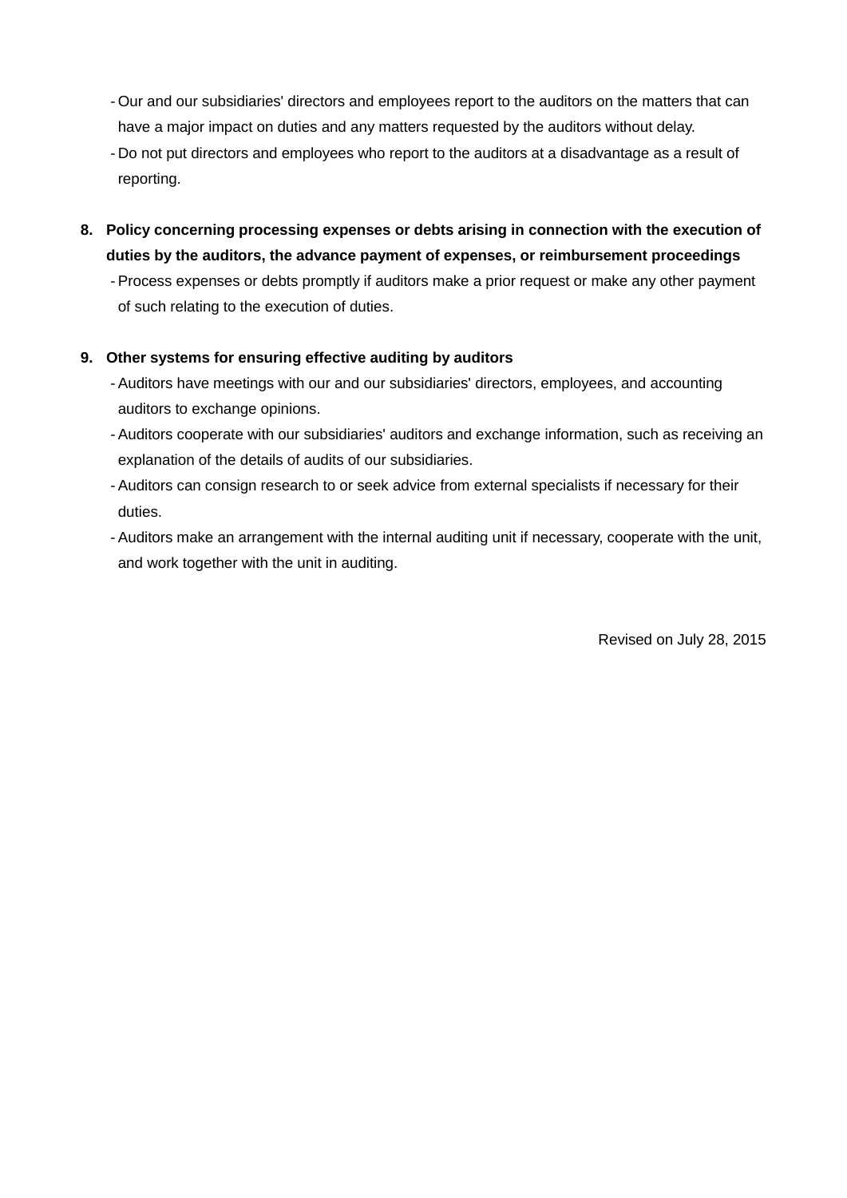- Our and our subsidiaries' directors and employees report to the auditors on the matters that can have a major impact on duties and any matters requested by the auditors without delay.
- Do not put directors and employees who report to the auditors at a disadvantage as a result of reporting.

**8. Policy concerning processing expenses or debts arising in connection with the execution of duties by the auditors, the advance payment of expenses, or reimbursement proceedings**

- Process expenses or debts promptly if auditors make a prior request or make any other payment of such relating to the execution of duties.

**9. Other systems for ensuring effective auditing by auditors**

- Auditors have meetings with our and our subsidiaries' directors, employees, and accounting auditors to exchange opinions.
- Auditors cooperate with our subsidiaries' auditors and exchange information, such as receiving an explanation of the details of audits of our subsidiaries.
- Auditors can consign research to or seek advice from external specialists if necessary for their duties.
- Auditors make an arrangement with the internal auditing unit if necessary, cooperate with the unit, and work together with the unit in auditing.

Revised on July 28, 2015